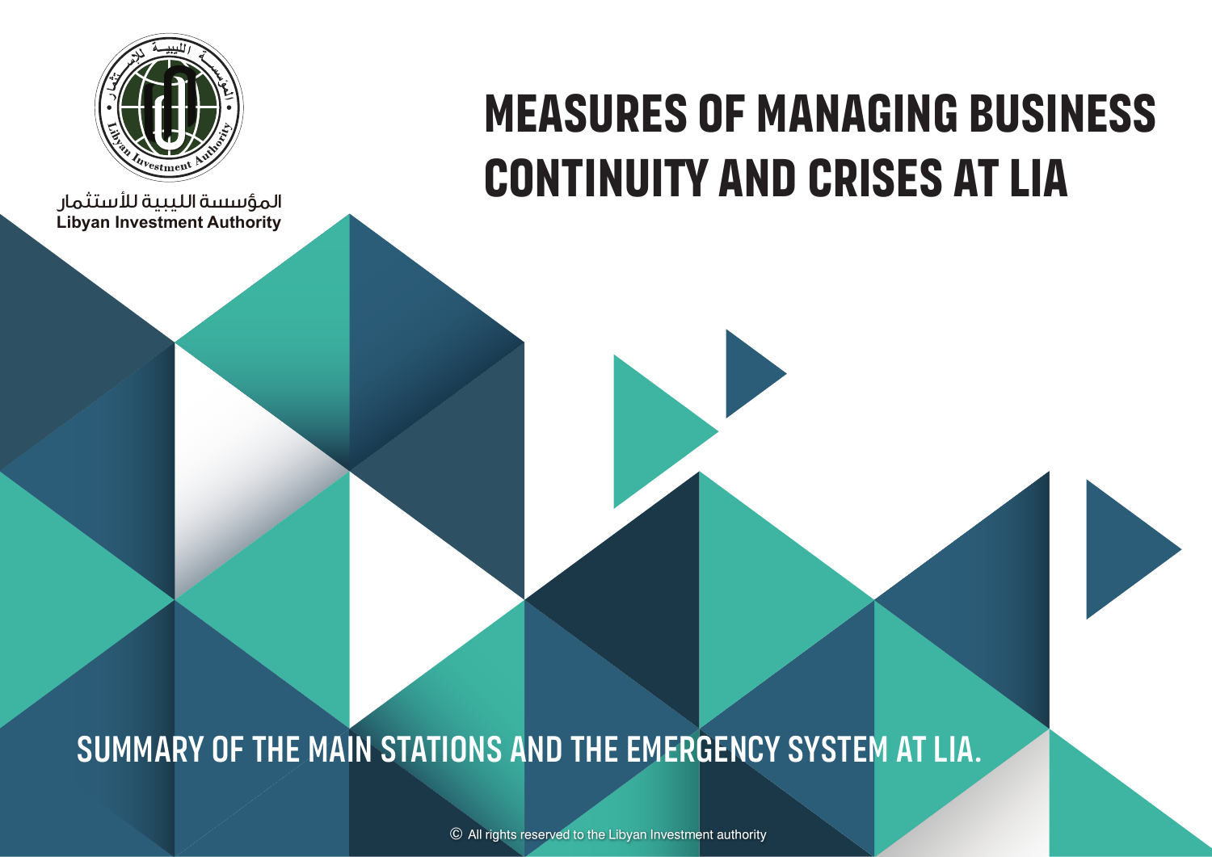المؤسسة الليبية للاستثمار
Libyan Investment Authority

# MEASURES OF MANAGING BUSINESS CONTINUITY AND CRISES AT LIA

## SUMMARY OF THE MAIN STATIONS AND THE EMERGENCY SYSTEM AT LIA.

© All rights reserved to the Libyan Investment authority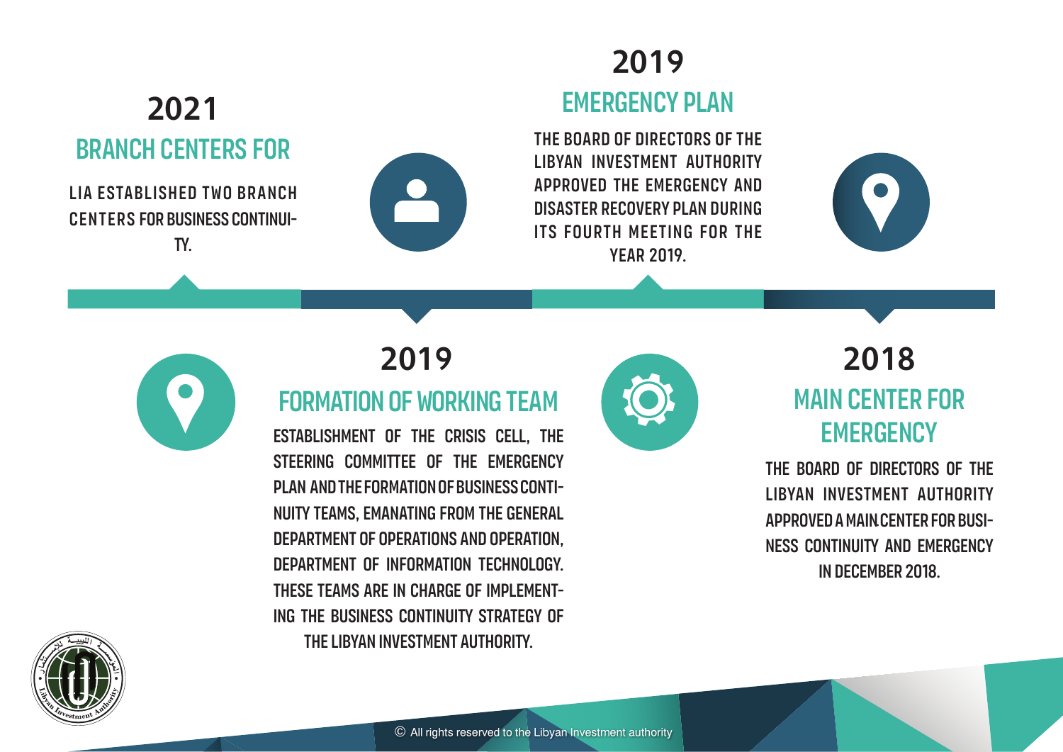## 2018

### MAIN CENTER FOR EMERGENCY

THE BOARD OF DIRECTORS OF THE LIBYAN INVESTMENT AUTHORITY APPROVED A MAIN CENTER FOR BUSINESS CONTINUITY AND EMERGENCY IN DECEMBER 2018.

## 2019

### EMERGENCY PLAN

THE BOARD OF DIRECTORS OF THE LIBYAN INVESTMENT AUTHORITY APPROVED THE EMERGENCY AND DISASTER RECOVERY PLAN DURING ITS FOURTH MEETING FOR THE YEAR 2019.

## 2019

### FORMATION OF WORKING TEAM

ESTABLISHMENT OF THE CRISIS CELL, THE STEERING COMMITTEE OF THE EMERGENCY PLAN AND THE FORMATION OF BUSINESS CONTINUITY TEAMS, EMANATING FROM THE GENERAL DEPARTMENT OF OPERATIONS AND OPERATION, DEPARTMENT OF INFORMATION TECHNOLOGY. THESE TEAMS ARE IN CHARGE OF IMPLEMENTING THE BUSINESS CONTINUITY STRATEGY OF THE LIBYAN INVESTMENT AUTHORITY.

## 2021

### BRANCH CENTERS FOR

LIA ESTABLISHED TWO BRANCH CENTERS FOR BUSINESS CONTINUITY.

© All rights reserved to the Libyan Investment authority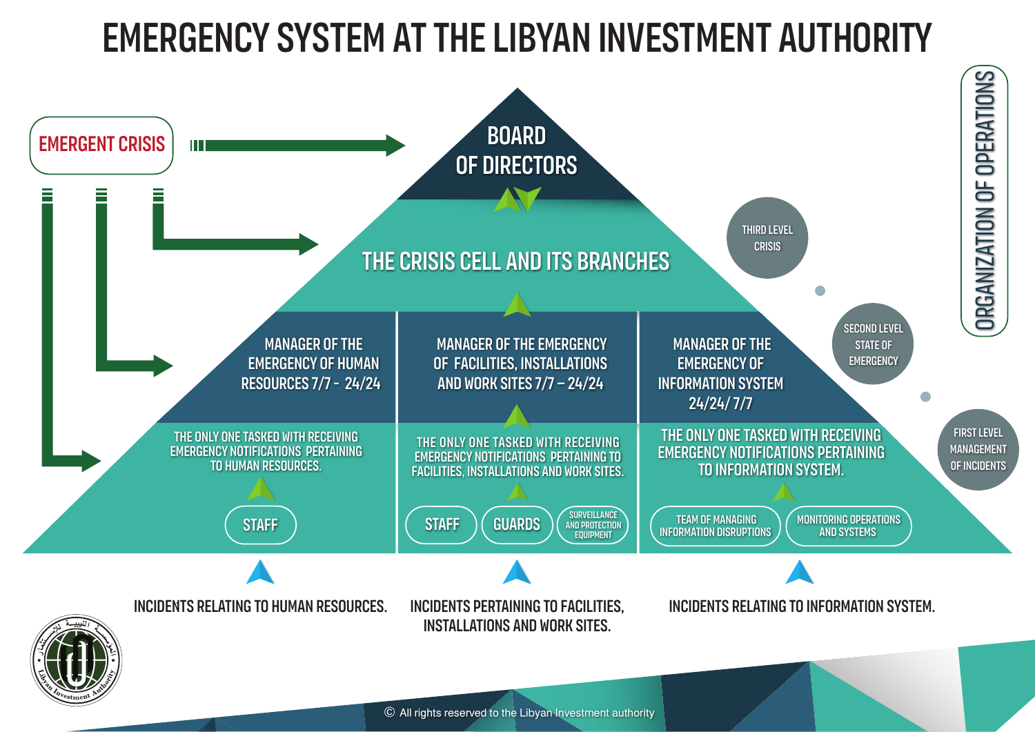# EMERGENCY SYSTEM AT THE LIBYAN INVESTMENT AUTHORITY

ORGANIZATION OF OPERATIONS

EMERGENT CRISIS

BOARD OF DIRECTORS

THE CRISIS CELL AND ITS BRANCHES

THIRD LEVEL CRISIS

SECOND LEVEL STATE OF EMERGENCY

FIRST LEVEL MANAGEMENT OF INCIDENTS

MANAGER OF THE EMERGENCY OF HUMAN RESOURCES 7/7 - 24/24

MANAGER OF THE EMERGENCY OF FACILITIES, INSTALLATIONS AND WORK SITES 7/7 – 24/24

MANAGER OF THE EMERGENCY OF INFORMATION SYSTEM 24/24/ 7/7

THE ONLY ONE TASKED WITH RECEIVING EMERGENCY NOTIFICATIONS PERTAINING TO HUMAN RESOURCES.

THE ONLY ONE TASKED WITH RECEIVING EMERGENCY NOTIFICATIONS PERTAINING TO FACILITIES, INSTALLATIONS AND WORK SITES.

THE ONLY ONE TASKED WITH RECEIVING EMERGENCY NOTIFICATIONS PERTAINING TO INFORMATION SYSTEM.

STAFF

STAFF

GUARDS

SURVEILLANCE AND PROTECTION EQUIPMENT

TEAM OF MANAGING INFORMATION DISRUPTIONS

MONITORING OPERATIONS AND SYSTEMS

INCIDENTS RELATING TO HUMAN RESOURCES.

INCIDENTS PERTAINING TO FACILITIES, INSTALLATIONS AND WORK SITES.

INCIDENTS RELATING TO INFORMATION SYSTEM.

Libyan Investment Authority

© All rights reserved to the Libyan Investment authority